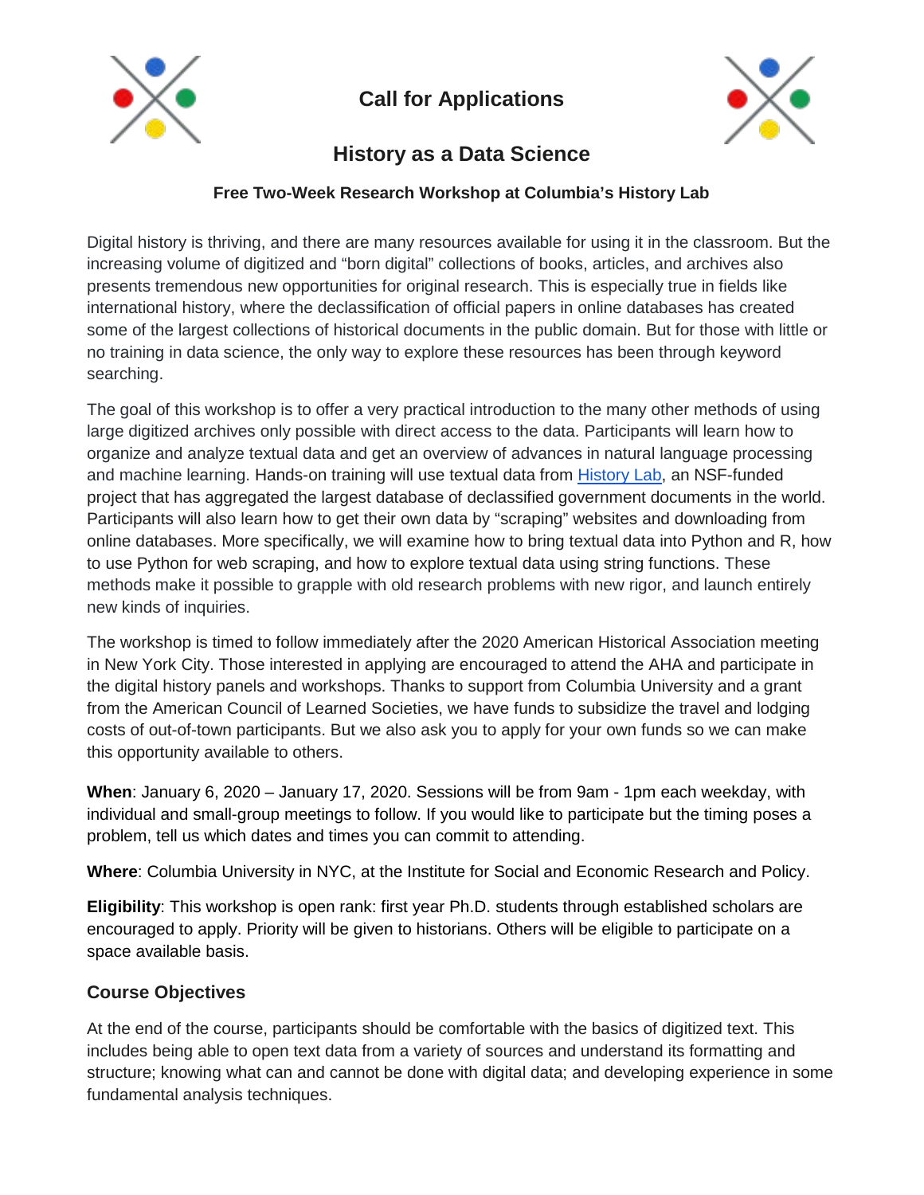# Call for Applications

# History as a Data Science

**Free Two-Week Research Workshop at Columbia's History Lab**

Digital history is thriving, and there are many resources available for using it in the classroom. But the increasing volume of digitized and "born digital" collections of books, articles, and archives also presents tremendous new opportunities for original research. This is especially true in fields like international history, where the declassification of official papers in online databases has created some of the largest collections of historical documents in the public domain. But for those with little or no training in data science, the only way to explore these resources has been through keyword searching.

The goal of this workshop is to offer a very practical introduction to the many other methods of using large digitized archives only possible with direct access to the data. Participants will learn how to organize and analyze textual data and get an overview of advances in natural language processing and machine learning. Hands-on training will use textual data from History Lab, an NSF-funded project that has aggregated the largest database of declassified government documents in the world. Participants will also learn how to get their own data by "scraping" websites and downloading from online databases. More specifically, we will examine how to bring textual data into Python and R, how to use Python for web scraping, and how to explore textual data using string functions. These methods make it possible to grapple with old research problems with new rigor, and launch entirely new kinds of inquiries.

The workshop is timed to follow immediately after the 2020 American Historical Association meeting in New York City. Those interested in applying are encouraged to attend the AHA and participate in the digital history panels and workshops. Thanks to support from Columbia University and a grant from the American Council of Learned Societies, we have funds to subsidize the travel and lodging costs of out-of-town participants. But we also ask you to apply for your own funds so we can make this opportunity available to others.

**When**: January 6, 2020 – January 17, 2020. Sessions will be from 9am - 1pm each weekday, with individual and small-group meetings to follow. If you would like to participate but the timing poses a problem, tell us which dates and times you can commit to attending.

**Where**: Columbia University in NYC, at the Institute for Social and Economic Research and Policy.

**Eligibility**: This workshop is open rank: first year Ph.D. students through established scholars are encouraged to apply. Priority will be given to historians. Others will be eligible to participate on a space available basis.

## Course Objectives

At the end of the course, participants should be comfortable with the basics of digitized text. This includes being able to open text data from a variety of sources and understand its formatting and structure; knowing what can and cannot be done with digital data; and developing experience in some fundamental analysis techniques.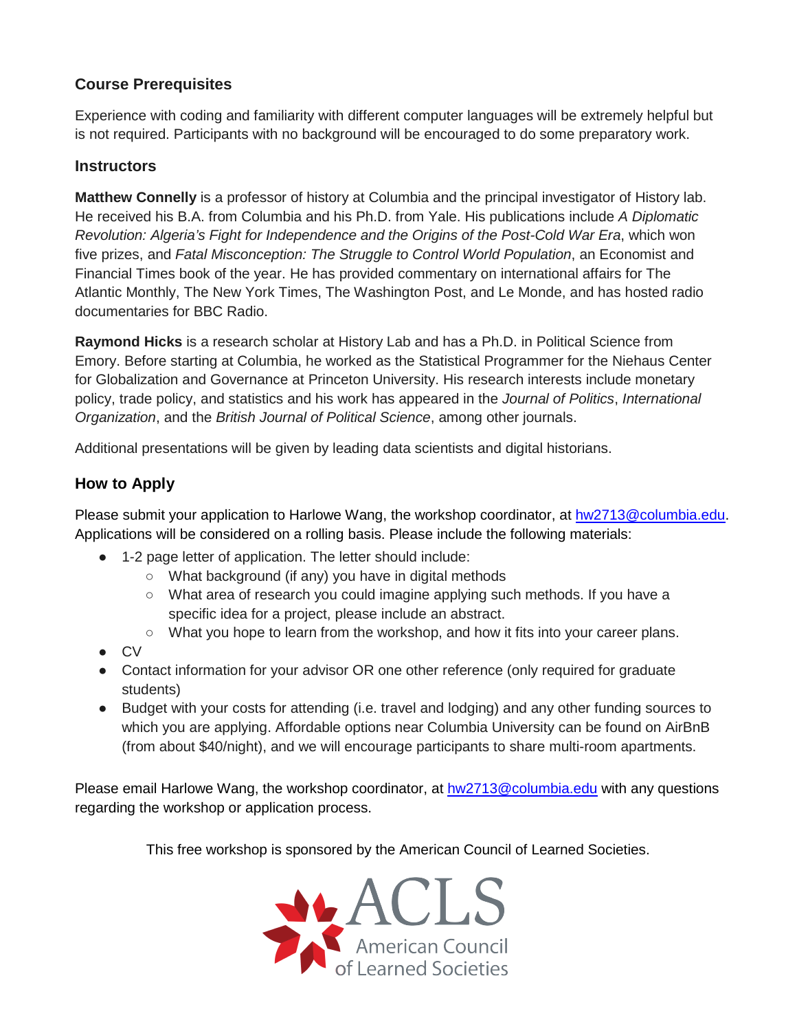### Course Prerequisites

Experience with coding and familiarity with different computer languages will be extremely helpful but is not required. Participants with no background will be encouraged to do some preparatory work.

### Instructors

**Matthew Connelly** is a professor of history at Columbia and the principal investigator of History lab. He received his B.A. from Columbia and his Ph.D. from Yale. His publications include *A Diplomatic Revolution: Algeria's Fight for Independence and the Origins of the Post-Cold War Era*, which won five prizes, and *Fatal Misconception: The Struggle to Control World Population*, an Economist and Financial Times book of the year. He has provided commentary on international affairs for The Atlantic Monthly, The New York Times, The Washington Post, and Le Monde, and has hosted radio documentaries for BBC Radio.

**Raymond Hicks** is a research scholar at History Lab and has a Ph.D. in Political Science from Emory. Before starting at Columbia, he worked as the Statistical Programmer for the Niehaus Center for Globalization and Governance at Princeton University. His research interests include monetary policy, trade policy, and statistics and his work has appeared in the *Journal of Politics*, *International Organization*, and the *British Journal of Political Science*, among other journals.

Additional presentations will be given by leading data scientists and digital historians.

### How to Apply

Please submit your application to Harlowe Wang, the workshop coordinator, at hw2713@columbia.edu. Applications will be considered on a rolling basis. Please include the following materials:

- 1-2 page letter of application. The letter should include:
  - What background (if any) you have in digital methods
  - What area of research you could imagine applying such methods. If you have a specific idea for a project, please include an abstract.
  - What you hope to learn from the workshop, and how it fits into your career plans.
- CV
- Contact information for your advisor OR one other reference (only required for graduate students)
- Budget with your costs for attending (i.e. travel and lodging) and any other funding sources to which you are applying. Affordable options near Columbia University can be found on AirBnB (from about $40/night), and we will encourage participants to share multi-room apartments.

Please email Harlowe Wang, the workshop coordinator, at hw2713@columbia.edu with any questions regarding the workshop or application process.

This free workshop is sponsored by the American Council of Learned Societies.

ACLS
American Council of Learned Societies